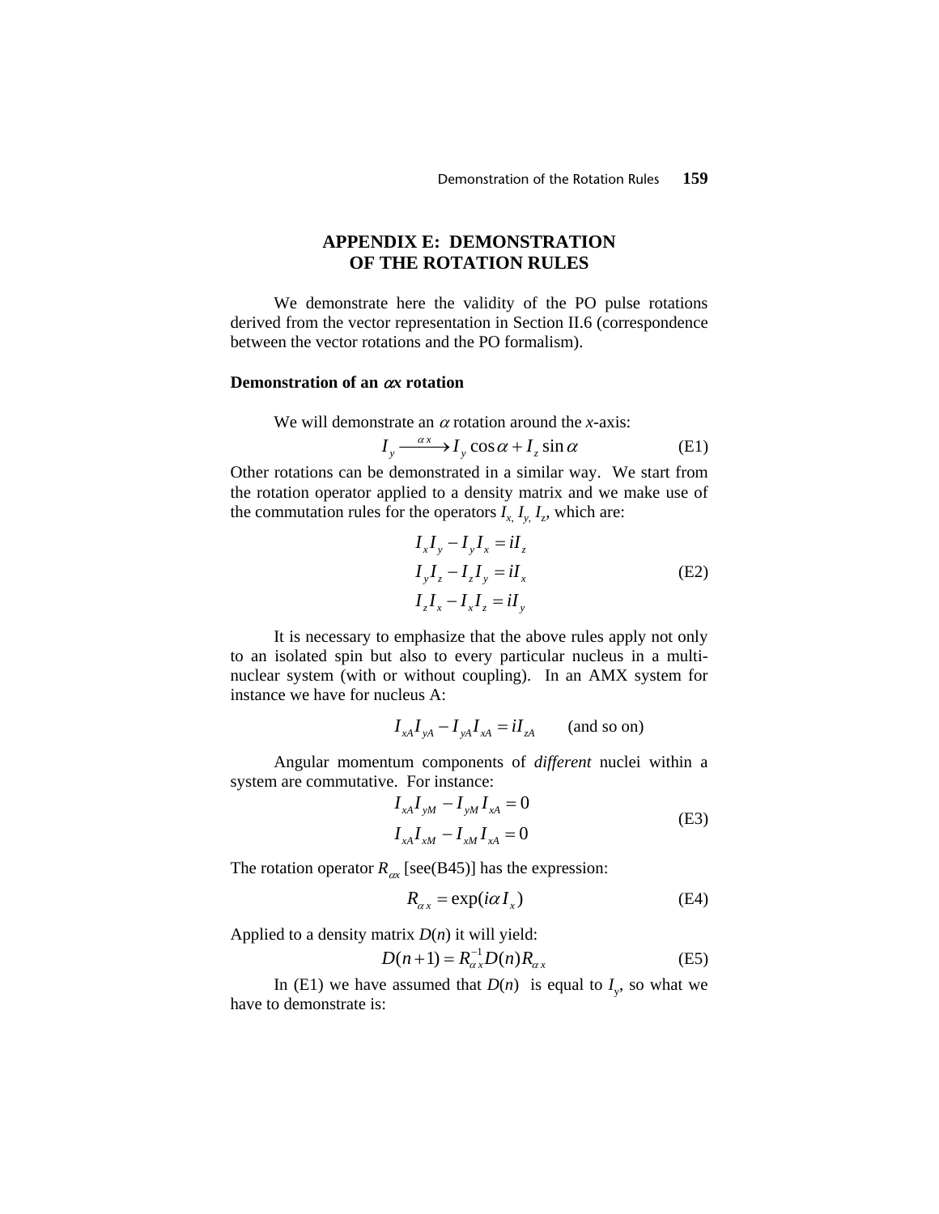# APPENDIX E: DEMONSTRATION OF THE ROTATION RULES

We demonstrate here the validity of the PO pulse rotations derived from the vector representation in Section II.6 (correspondence between the vector rotations and the PO formalism).

### Demonstration of an $\alpha x$ rotation

We will demonstrate an $\alpha$ rotation around the *x*-axis:

$$I_y \xrightarrow{\alpha x} I_y \cos\alpha + I_z \sin\alpha \tag{E1}$$

Other rotations can be demonstrated in a similar way. We start from the rotation operator applied to a density matrix and we make use of the commutation rules for the operators $I_x, I_y, I_z$, which are:

$$\begin{aligned} I_x I_y - I_y I_x &= iI_z \\ I_y I_z - I_z I_y &= iI_x \\ I_z I_x - I_x I_z &= iI_y \end{aligned} \tag{E2}$$

It is necessary to emphasize that the above rules apply not only to an isolated spin but also to every particular nucleus in a multi-nuclear system (with or without coupling). In an AMX system for instance we have for nucleus A:

$$I_{xA} I_{yA} - I_{yA} I_{xA} = iI_{zA} \qquad \text{(and so on)}$$

Angular momentum components of *different* nuclei within a system are commutative. For instance:

$$\begin{aligned} I_{xA} I_{yM} - I_{yM} I_{xA} &= 0 \\ I_{xA} I_{xM} - I_{xM} I_{xA} &= 0 \end{aligned} \tag{E3}$$

The rotation operator $R_{\alpha x}$ [see(B45)] has the expression:

$$R_{\alpha x} = \exp(i\alpha I_x) \tag{E4}$$

Applied to a density matrix $D(n)$ it will yield:

$$D(n+1) = R_{\alpha x}^{-1} D(n) R_{\alpha x} \tag{E5}$$

In (E1) we have assumed that $D(n)$ is equal to $I_y$, so what we have to demonstrate is: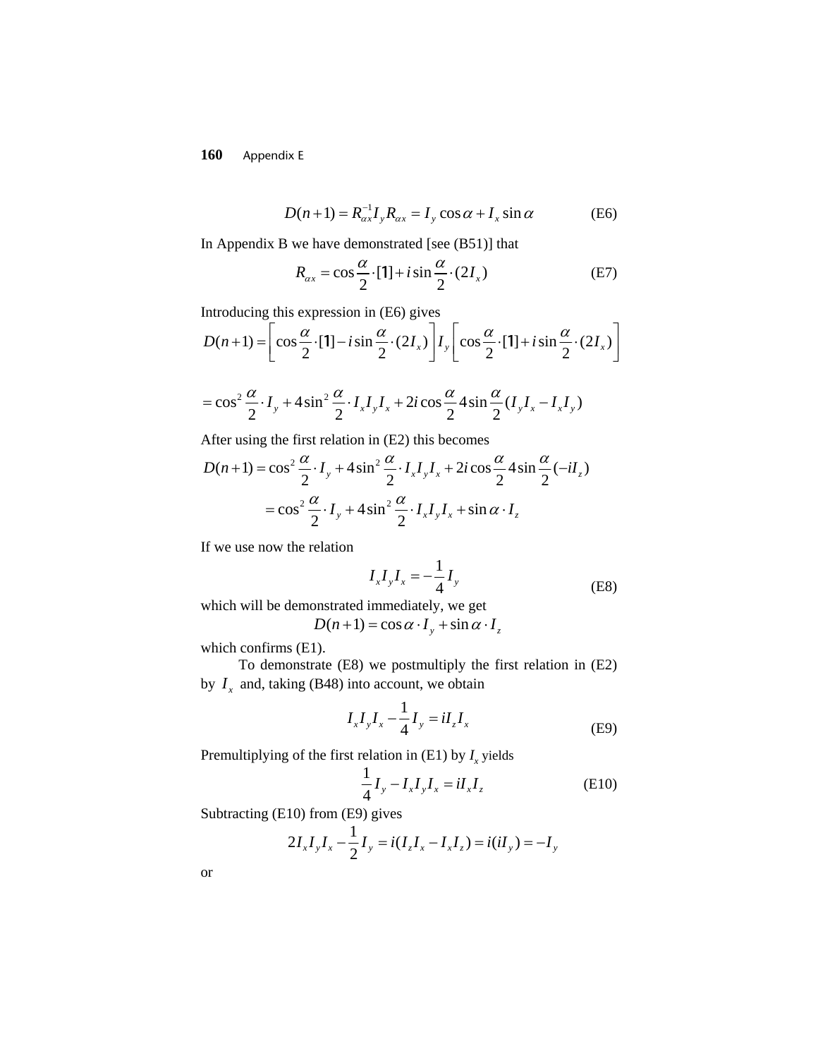$$D(n+1) = R_{\alpha x}^{-1} I_y R_{\alpha x} = I_y \cos\alpha + I_x \sin\alpha \tag{E6}$$

In Appendix B we have demonstrated [see (B51)] that

$$R_{\alpha x} = \cos\frac{\alpha}{2} \cdot [1] + i \sin\frac{\alpha}{2} \cdot (2I_x) \tag{E7}$$

Introducing this expression in (E6) gives

$$D(n+1) = \left[\cos\frac{\alpha}{2} \cdot [1] - i\sin\frac{\alpha}{2} \cdot (2I_x)\right] I_y \left[\cos\frac{\alpha}{2} \cdot [1] + i\sin\frac{\alpha}{2} \cdot (2I_x)\right]$$

$$= \cos^2\frac{\alpha}{2} \cdot I_y + 4\sin^2\frac{\alpha}{2} \cdot I_x I_y I_x + 2i\cos\frac{\alpha}{2} 4\sin\frac{\alpha}{2} (I_y I_x - I_x I_y)$$

After using the first relation in (E2) this becomes

$$D(n+1) = \cos^2\frac{\alpha}{2} \cdot I_y + 4\sin^2\frac{\alpha}{2} \cdot I_x I_y I_x + 2i\cos\frac{\alpha}{2} 4\sin\frac{\alpha}{2} (-iI_z)$$

$$= \cos^2\frac{\alpha}{2} \cdot I_y + 4\sin^2\frac{\alpha}{2} \cdot I_x I_y I_x + \sin\alpha \cdot I_z$$

If we use now the relation

$$I_x I_y I_x = -\frac{1}{4} I_y \tag{E8}$$

which will be demonstrated immediately, we get

$$D(n+1) = \cos\alpha \cdot I_y + \sin\alpha \cdot I_z$$

which confirms (E1).

To demonstrate (E8) we postmultiply the first relation in (E2) by $I_x$ and, taking (B48) into account, we obtain

$$I_x I_y I_x - \frac{1}{4} I_y = i I_z I_x \tag{E9}$$

Premultiplying of the first relation in (E1) by $I_x$ yields

$$\frac{1}{4} I_y - I_x I_y I_x = i I_x I_z \tag{E10}$$

Subtracting (E10) from (E9) gives

$$2I_x I_y I_x - \frac{1}{2} I_y = i(I_z I_x - I_x I_z) = i(iI_y) = -I_y$$

or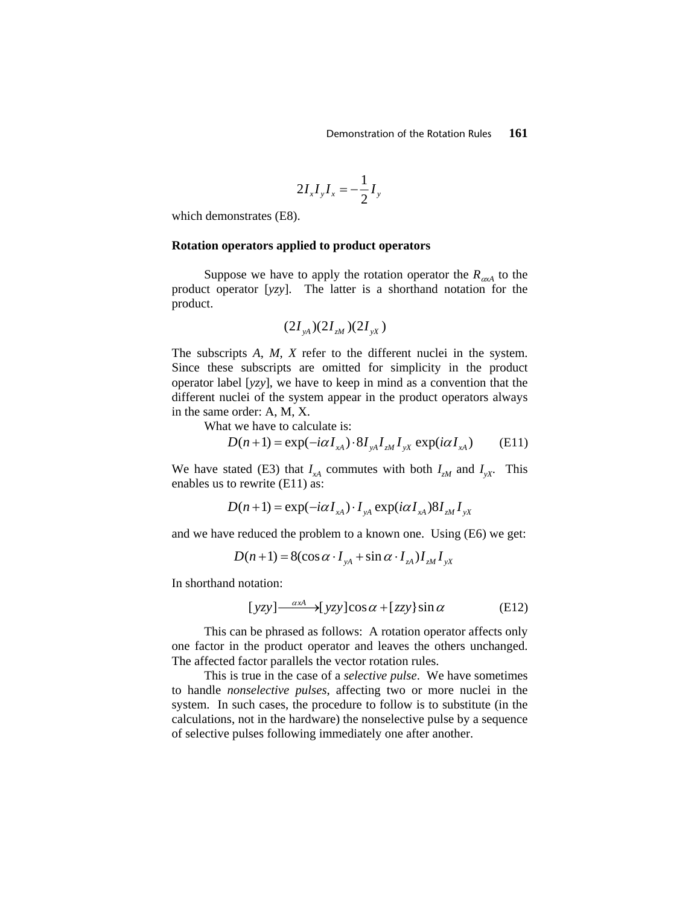$$2I_xI_yI_x = -\frac{1}{2}I_y$$

which demonstrates (E8).

**Rotation operators applied to product operators**

Suppose we have to apply the rotation operator the $R_{\alpha xA}$ to the product operator [*yzy*]. The latter is a shorthand notation for the product.

$$(2I_{yA})(2I_{zM})(2I_{yX})$$

The subscripts *A*, *M*, *X* refer to the different nuclei in the system. Since these subscripts are omitted for simplicity in the product operator label [*yzy*], we have to keep in mind as a convention that the different nuclei of the system appear in the product operators always in the same order: A, M, X.

What we have to calculate is:

$$D(n+1) = \exp(-i\alpha I_{xA}) \cdot 8I_{yA}I_{zM}I_{yX} \exp(i\alpha I_{xA}) \qquad \text{(E11)}$$

We have stated (E3) that $I_{xA}$ commutes with both $I_{zM}$ and $I_{yX}$. This enables us to rewrite (E11) as:

$$D(n+1) = \exp(-i\alpha I_{xA}) \cdot I_{yA} \exp(i\alpha I_{xA}) 8I_{zM}I_{yX}$$

and we have reduced the problem to a known one. Using (E6) we get:

$$D(n+1) = 8(\cos\alpha \cdot I_{yA} + \sin\alpha \cdot I_{zA})I_{zM}I_{yX}$$

In shorthand notation:

$$[yzy] \xrightarrow{\alpha xA} [yzy]\cos\alpha + [zzy\}\sin\alpha \qquad \text{(E12)}$$

This can be phrased as follows: A rotation operator affects only one factor in the product operator and leaves the others unchanged. The affected factor parallels the vector rotation rules.

This is true in the case of a *selective pulse*. We have sometimes to handle *nonselective pulses*, affecting two or more nuclei in the system. In such cases, the procedure to follow is to substitute (in the calculations, not in the hardware) the nonselective pulse by a sequence of selective pulses following immediately one after another.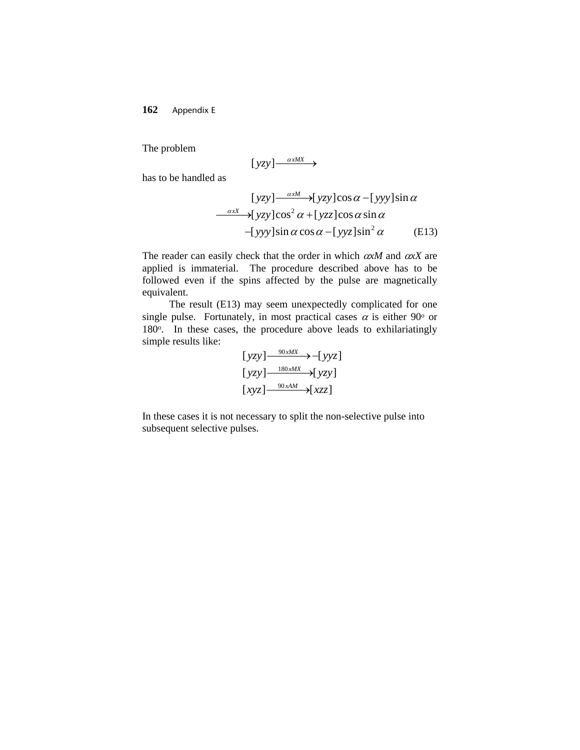The problem

$$[yzy] \xrightarrow{\alpha xMX}$$

has to be handled as

$$
\begin{aligned}
[yzy] &\xrightarrow{\alpha xM} [yzy]\cos\alpha - [yyy]\sin\alpha \\
&\xrightarrow{\alpha xX} [yzy]\cos^2\alpha + [yzz]\cos\alpha\sin\alpha \\
&\quad -[yyy]\sin\alpha\cos\alpha - [yyz]\sin^2\alpha \qquad \text{(E13)}
\end{aligned}
$$

The reader can easily check that the order in which $\alpha xM$ and $\alpha xX$ are applied is immaterial. The procedure described above has to be followed even if the spins affected by the pulse are magnetically equivalent.

The result (E13) may seem unexpectedly complicated for one single pulse. Fortunately, in most practical cases $\alpha$ is either 90$^{o}$ or 180$^{o}$. In these cases, the procedure above leads to exhilariatingly simple results like:

$$
\begin{aligned}
&[yzy] \xrightarrow{90xMX} -[yyz] \\
&[yzy] \xrightarrow{180xMX} [yzy] \\
&[xyz] \xrightarrow{90xAM} [xzz]
\end{aligned}
$$

In these cases it is not necessary to split the non-selective pulse into subsequent selective pulses.